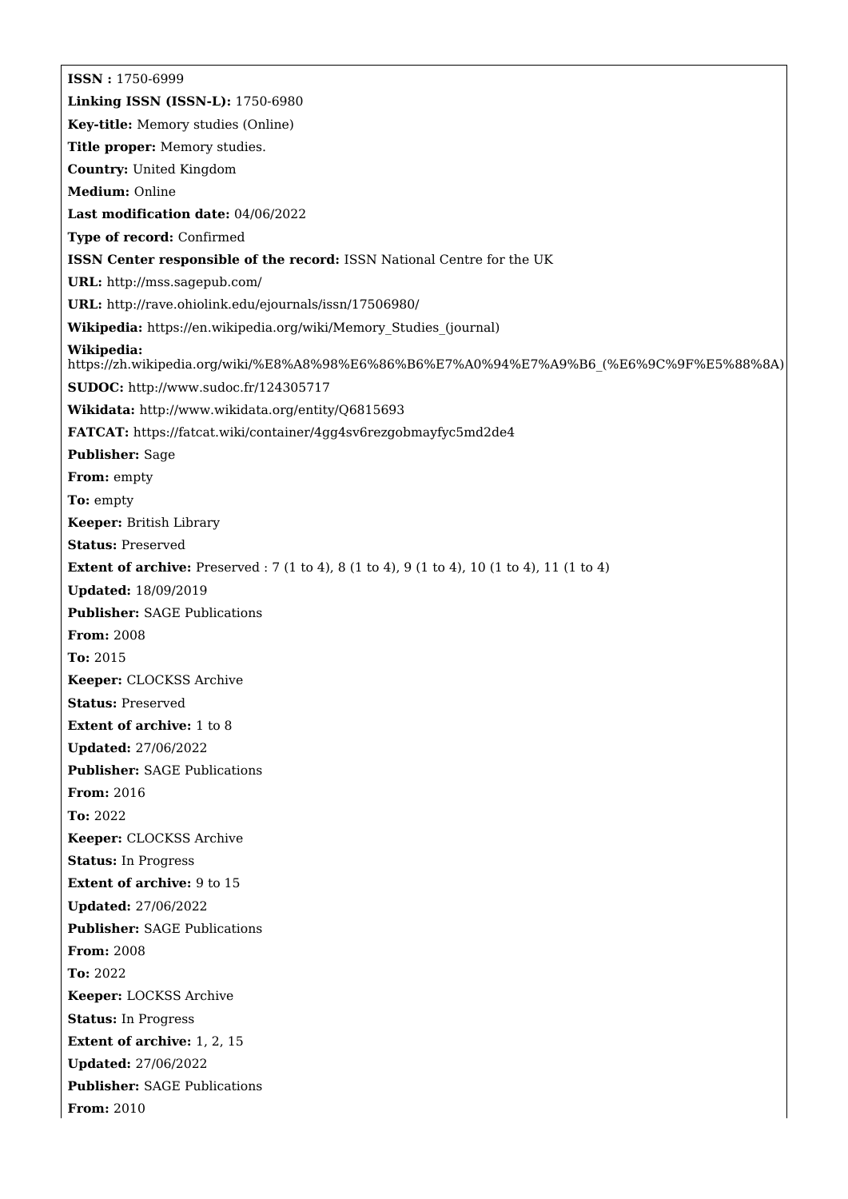**ISSN :** 1750-6999

**Linking ISSN (ISSN-L):** 1750-6980

**Key-title:** Memory studies (Online)

**Title proper:** Memory studies.

**Country:** United Kingdom

**Medium:** Online

**Last modification date:** 04/06/2022

**Type of record:** Confirmed

**ISSN Center responsible of the record:** ISSN National Centre for the UK

**URL:** http://mss.sagepub.com/

**URL:** http://rave.ohiolink.edu/ejournals/issn/17506980/

**Wikipedia:** https://en.wikipedia.org/wiki/Memory_Studies_(journal)

**Wikipedia:** https://zh.wikipedia.org/wiki/%E8%A8%98%E6%86%B6%E7%A0%94%E7%A9%B6_(%E6%9C%9F%E5%88%8A)

**SUDOC:** http://www.sudoc.fr/124305717

**Wikidata:** http://www.wikidata.org/entity/Q6815693

**FATCAT:** https://fatcat.wiki/container/4gg4sv6rezgobmayfyc5md2de4

**Publisher:** Sage

**From:** empty

**To:** empty

**Keeper:** British Library

**Status:** Preserved

**Extent of archive:** Preserved : 7 (1 to 4), 8 (1 to 4), 9 (1 to 4), 10 (1 to 4), 11 (1 to 4)

**Updated:** 18/09/2019

**Publisher:** SAGE Publications

**From:** 2008

**To:** 2015

**Keeper:** CLOCKSS Archive

**Status:** Preserved

**Extent of archive:** 1 to 8

**Updated:** 27/06/2022

**Publisher:** SAGE Publications

**From:** 2016

**To:** 2022

**Keeper:** CLOCKSS Archive

**Status:** In Progress

**Extent of archive:** 9 to 15

**Updated:** 27/06/2022

**Publisher:** SAGE Publications

**From:** 2008

**To:** 2022

**Keeper:** LOCKSS Archive

**Status:** In Progress

**Extent of archive:** 1, 2, 15

**Updated:** 27/06/2022

**Publisher:** SAGE Publications

**From:** 2010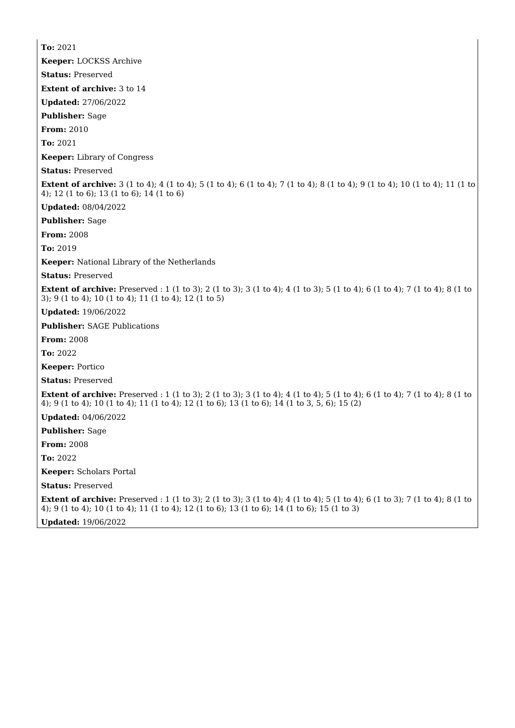**To:** 2021

**Keeper:** LOCKSS Archive

**Status:** Preserved

**Extent of archive:** 3 to 14

**Updated:** 27/06/2022

**Publisher:** Sage

**From:** 2010

**To:** 2021

**Keeper:** Library of Congress

**Status:** Preserved

**Extent of archive:** 3 (1 to 4); 4 (1 to 4); 5 (1 to 4); 6 (1 to 4); 7 (1 to 4); 8 (1 to 4); 9 (1 to 4); 10 (1 to 4); 11 (1 to 4); 12 (1 to 6); 13 (1 to 6); 14 (1 to 6)

**Updated:** 08/04/2022

**Publisher:** Sage

**From:** 2008

**To:** 2019

**Keeper:** National Library of the Netherlands

**Status:** Preserved

**Extent of archive:** Preserved : 1 (1 to 3); 2 (1 to 3); 3 (1 to 4); 4 (1 to 3); 5 (1 to 4); 6 (1 to 4); 7 (1 to 4); 8 (1 to 3); 9 (1 to 4); 10 (1 to 4); 11 (1 to 4); 12 (1 to 5)

**Updated:** 19/06/2022

**Publisher:** SAGE Publications

**From:** 2008

**To:** 2022

**Keeper:** Portico

**Status:** Preserved

**Extent of archive:** Preserved : 1 (1 to 3); 2 (1 to 3); 3 (1 to 4); 4 (1 to 4); 5 (1 to 4); 6 (1 to 4); 7 (1 to 4); 8 (1 to 4); 9 (1 to 4); 10 (1 to 4); 11 (1 to 4); 12 (1 to 6); 13 (1 to 6); 14 (1 to 3, 5, 6); 15 (2)

**Updated:** 04/06/2022

**Publisher:** Sage

**From:** 2008

**To:** 2022

**Keeper:** Scholars Portal

**Status:** Preserved

**Extent of archive:** Preserved : 1 (1 to 3); 2 (1 to 3); 3 (1 to 4); 4 (1 to 4); 5 (1 to 4); 6 (1 to 3); 7 (1 to 4); 8 (1 to 4); 9 (1 to 4); 10 (1 to 4); 11 (1 to 4); 12 (1 to 6); 13 (1 to 6); 14 (1 to 6); 15 (1 to 3)

**Updated:** 19/06/2022